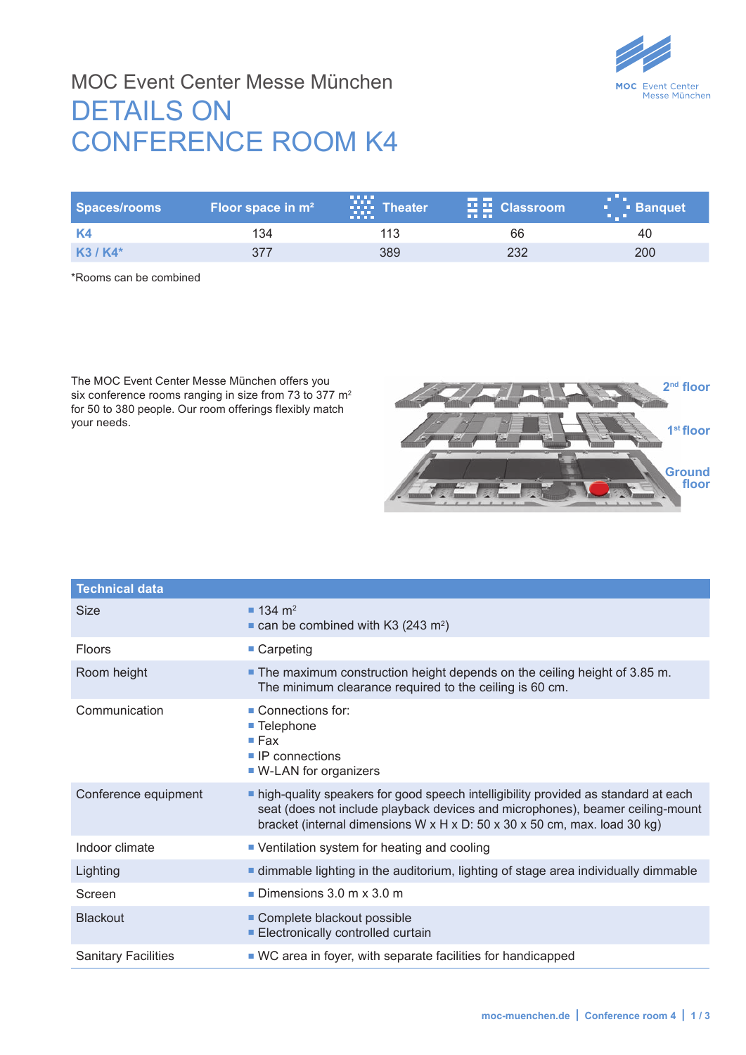MOC Event Center Messe München

# DETAILS ON CONFERENCE ROOM K4

| Spaces/rooms | Floor space in m² | Theater | Classroom | Banquet |
|---|---|---|---|---|
| K4 | 134 | 113 | 66 | 40 |
| K3 / K4* | 377 | 389 | 232 | 200 |

*Rooms can be combined

The MOC Event Center Messe München offers you six conference rooms ranging in size from 73 to 377 m² for 50 to 380 people. Our room offerings flexibly match your needs.

2nd floor

1st floor

Ground floor

| Technical data | |
|---|---|
| Size | ▪ 134 m²<br>▪ can be combined with K3 (243 m²) |
| Floors | ▪ Carpeting |
| Room height | ▪ The maximum construction height depends on the ceiling height of 3.85 m. The minimum clearance required to the ceiling is 60 cm. |
| Communication | ▪ Connections for:<br>▪ Telephone<br>▪ Fax<br>▪ IP connections<br>▪ W-LAN for organizers |
| Conference equipment | ▪ high-quality speakers for good speech intelligibility provided as standard at each seat (does not include playback devices and microphones), beamer ceiling-mount bracket (internal dimensions W x H x D: 50 x 30 x 50 cm, max. load 30 kg) |
| Indoor climate | ▪ Ventilation system for heating and cooling |
| Lighting | ▪ dimmable lighting in the auditorium, lighting of stage area individually dimmable |
| Screen | ▪ Dimensions 3.0 m x 3.0 m |
| Blackout | ▪ Complete blackout possible<br>▪ Electronically controlled curtain |
| Sanitary Facilities | ▪ WC area in foyer, with separate facilities for handicapped |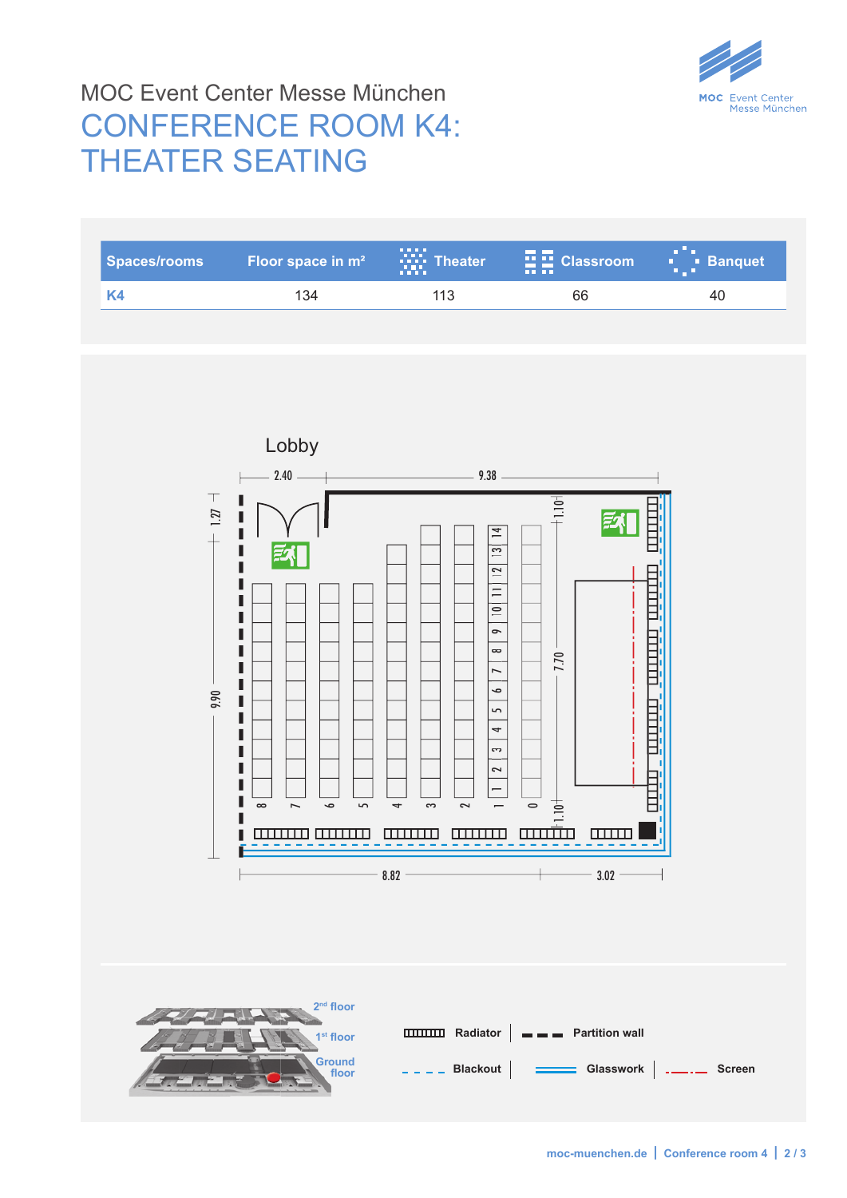MOC Event Center Messe München

# CONFERENCE ROOM K4: THEATER SEATING

| Spaces/rooms | Floor space in m² | Theater | Classroom | Banquet |
|---|---|---|---|---|
| K4 | 134 | 113 | 66 | 40 |

Lobby

2.40 9.38 1.27 1.10 9.90 7.70 1.10 8.82 3.02

8 7 6 5 4 3 2 1 0

2nd floor
1st floor
Ground floor

Radiator | Partition wall
Blackout | Glasswork | Screen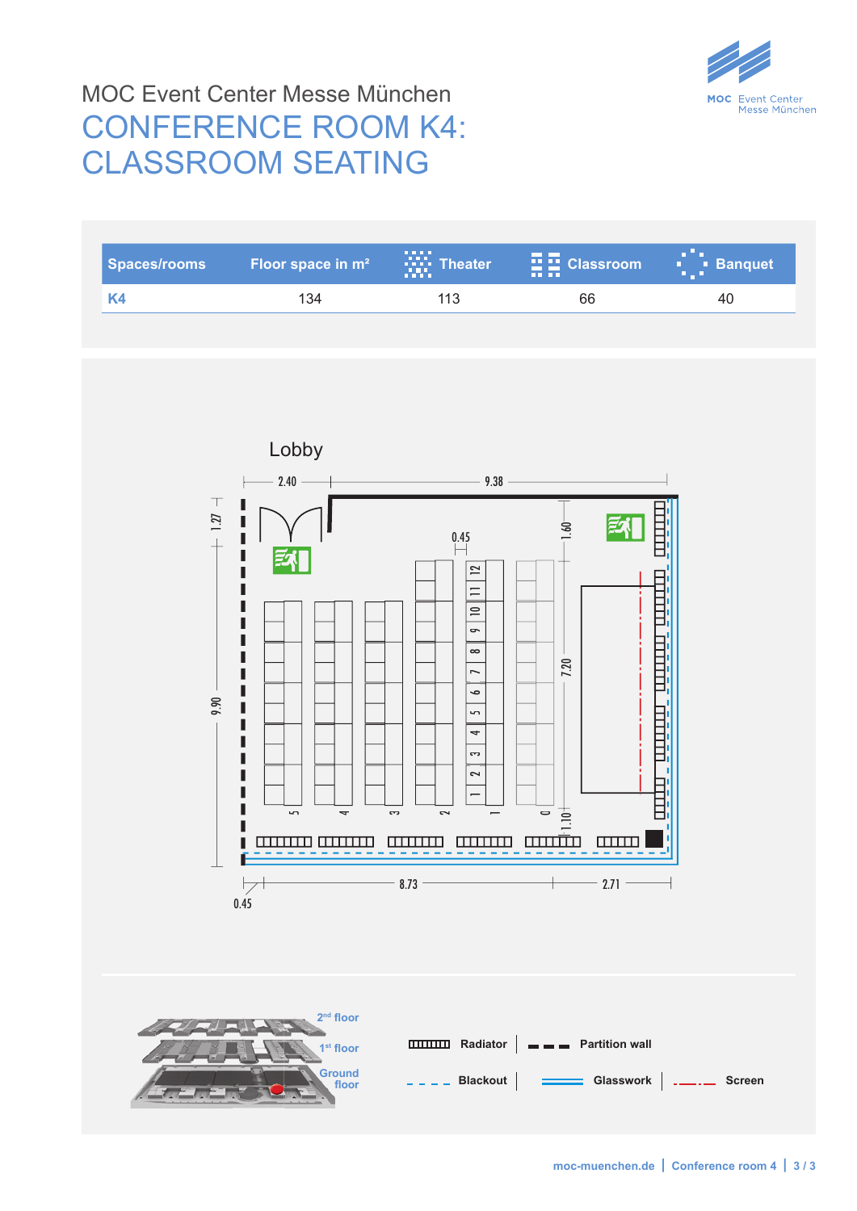MOC Event Center Messe München

# CONFERENCE ROOM K4: CLASSROOM SEATING

| Spaces/rooms | Floor space in m² | Theater | Classroom | Banquet |
|---|---|---|---|---|
| K4 | 134 | 113 | 66 | 40 |

Lobby

2.40
9.38
1.27
0.45
1.60
7.20
9.90
1.10
8.73
2.71
0.45

12
11
10
9
8
7
6
5
4
3
2
1

5
4
3
2
1
0

2nd floor
1st floor
Ground floor

Radiator
Partition wall
Blackout
Glasswork
Screen